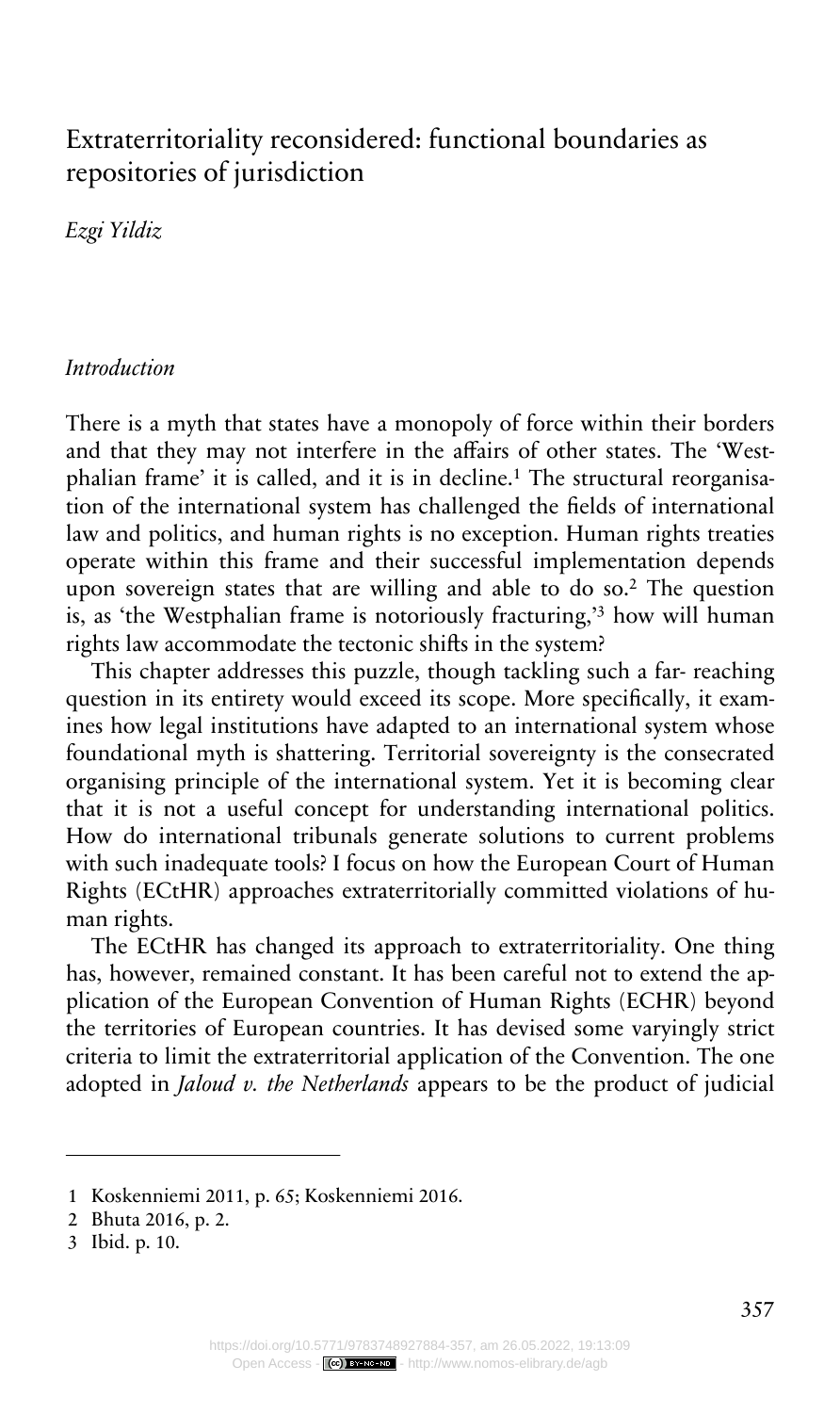# Extraterritoriality reconsidered: functional boundaries as repositories of jurisdiction

*Ezgi Yildiz*

## *Introduction*

There is a myth that states have a monopoly of force within their borders and that they may not interfere in the affairs of other states. The 'Westphalian frame' it is called, and it is in decline.[1] The structural reorganisation of the international system has challenged the fields of international law and politics, and human rights is no exception. Human rights treaties operate within this frame and their successful implementation depends upon sovereign states that are willing and able to do so.[2] The question is, as 'the Westphalian frame is notoriously fracturing,'[3] how will human rights law accommodate the tectonic shifts in the system?

This chapter addresses this puzzle, though tackling such a far- reaching question in its entirety would exceed its scope. More specifically, it examines how legal institutions have adapted to an international system whose foundational myth is shattering. Territorial sovereignty is the consecrated organising principle of the international system. Yet it is becoming clear that it is not a useful concept for understanding international politics. How do international tribunals generate solutions to current problems with such inadequate tools? I focus on how the European Court of Human Rights (ECtHR) approaches extraterritorially committed violations of human rights.

The ECtHR has changed its approach to extraterritoriality. One thing has, however, remained constant. It has been careful not to extend the application of the European Convention of Human Rights (ECHR) beyond the territories of European countries. It has devised some varyingly strict criteria to limit the extraterritorial application of the Convention. The one adopted in *Jaloud v. the Netherlands* appears to be the product of judicial

---

1 Koskenniemi 2011, p. 65; Koskenniemi 2016.

2 Bhuta 2016, p. 2.

3 Ibid. p. 10.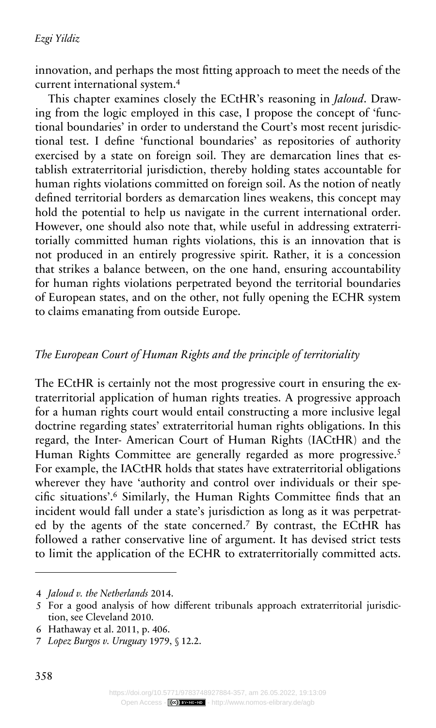innovation, and perhaps the most fitting approach to meet the needs of the current international system.[4]

This chapter examines closely the ECtHR's reasoning in *Jaloud*. Drawing from the logic employed in this case, I propose the concept of 'functional boundaries' in order to understand the Court's most recent jurisdictional test. I define 'functional boundaries' as repositories of authority exercised by a state on foreign soil. They are demarcation lines that establish extraterritorial jurisdiction, thereby holding states accountable for human rights violations committed on foreign soil. As the notion of neatly defined territorial borders as demarcation lines weakens, this concept may hold the potential to help us navigate in the current international order. However, one should also note that, while useful in addressing extraterritorially committed human rights violations, this is an innovation that is not produced in an entirely progressive spirit. Rather, it is a concession that strikes a balance between, on the one hand, ensuring accountability for human rights violations perpetrated beyond the territorial boundaries of European states, and on the other, not fully opening the ECHR system to claims emanating from outside Europe.

## *The European Court of Human Rights and the principle of territoriality*

The ECtHR is certainly not the most progressive court in ensuring the extraterritorial application of human rights treaties. A progressive approach for a human rights court would entail constructing a more inclusive legal doctrine regarding states' extraterritorial human rights obligations. In this regard, the Inter- American Court of Human Rights (IACtHR) and the Human Rights Committee are generally regarded as more progressive.[5] For example, the IACtHR holds that states have extraterritorial obligations wherever they have 'authority and control over individuals or their specific situations'.[6] Similarly, the Human Rights Committee finds that an incident would fall under a state's jurisdiction as long as it was perpetrated by the agents of the state concerned.[7] By contrast, the ECtHR has followed a rather conservative line of argument. It has devised strict tests to limit the application of the ECHR to extraterritorially committed acts.

---

4 *Jaloud v. the Netherlands* 2014.

5 For a good analysis of how different tribunals approach extraterritorial jurisdiction, see Cleveland 2010.

6 Hathaway et al. 2011, p. 406.

7 *Lopez Burgos v. Uruguay* 1979, § 12.2.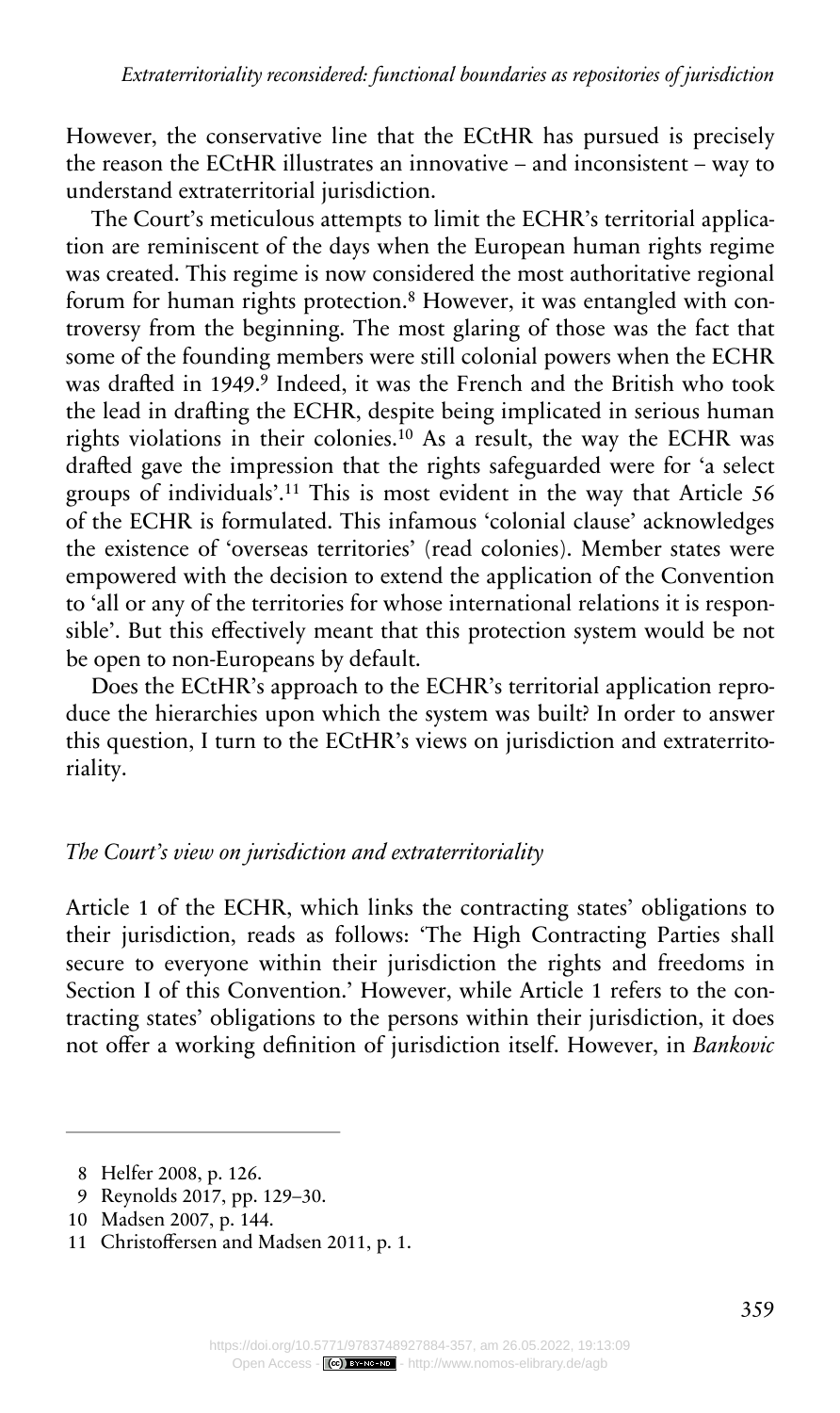However, the conservative line that the ECtHR has pursued is precisely the reason the ECtHR illustrates an innovative – and inconsistent – way to understand extraterritorial jurisdiction.

The Court's meticulous attempts to limit the ECHR's territorial application are reminiscent of the days when the European human rights regime was created. This regime is now considered the most authoritative regional forum for human rights protection.[8] However, it was entangled with controversy from the beginning. The most glaring of those was the fact that some of the founding members were still colonial powers when the ECHR was drafted in 1949.[9] Indeed, it was the French and the British who took the lead in drafting the ECHR, despite being implicated in serious human rights violations in their colonies.[10] As a result, the way the ECHR was drafted gave the impression that the rights safeguarded were for 'a select groups of individuals'.[11] This is most evident in the way that Article 56 of the ECHR is formulated. This infamous 'colonial clause' acknowledges the existence of 'overseas territories' (read colonies). Member states were empowered with the decision to extend the application of the Convention to 'all or any of the territories for whose international relations it is responsible'. But this effectively meant that this protection system would be not be open to non-Europeans by default.

Does the ECtHR's approach to the ECHR's territorial application reproduce the hierarchies upon which the system was built? In order to answer this question, I turn to the ECtHR's views on jurisdiction and extraterritoriality.

### *The Court's view on jurisdiction and extraterritoriality*

Article 1 of the ECHR, which links the contracting states' obligations to their jurisdiction, reads as follows: 'The High Contracting Parties shall secure to everyone within their jurisdiction the rights and freedoms in Section I of this Convention.' However, while Article 1 refers to the contracting states' obligations to the persons within their jurisdiction, it does not offer a working definition of jurisdiction itself. However, in *Bankovic*

---

8 Helfer 2008, p. 126.

9 Reynolds 2017, pp. 129–30.

10 Madsen 2007, p. 144.

11 Christoffersen and Madsen 2011, p. 1.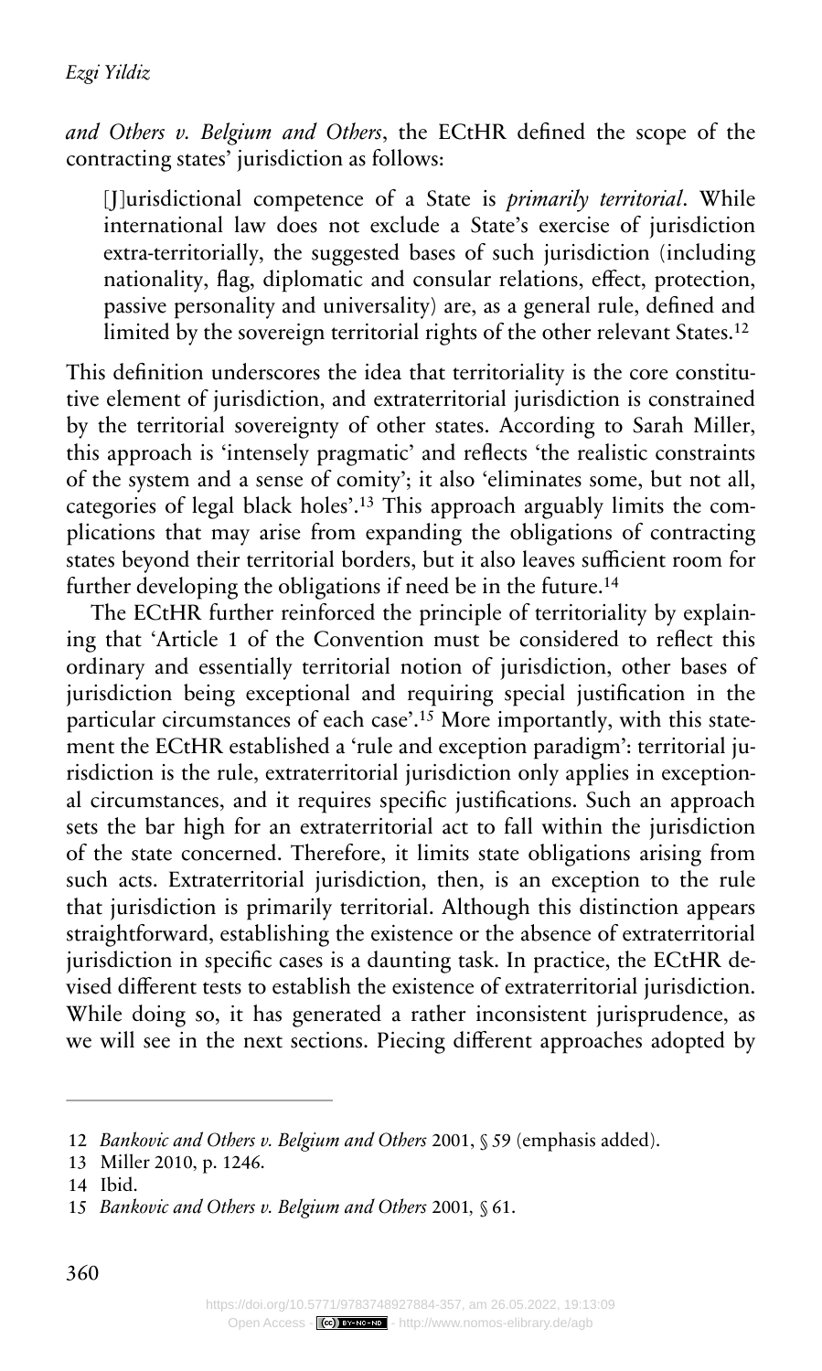*and Others v. Belgium and Others*, the ECtHR defined the scope of the contracting states' jurisdiction as follows:

> [J]urisdictional competence of a State is *primarily territorial*. While international law does not exclude a State's exercise of jurisdiction extra-territorially, the suggested bases of such jurisdiction (including nationality, flag, diplomatic and consular relations, effect, protection, passive personality and universality) are, as a general rule, defined and limited by the sovereign territorial rights of the other relevant States.[12]

This definition underscores the idea that territoriality is the core constitutive element of jurisdiction, and extraterritorial jurisdiction is constrained by the territorial sovereignty of other states. According to Sarah Miller, this approach is 'intensely pragmatic' and reflects 'the realistic constraints of the system and a sense of comity'; it also 'eliminates some, but not all, categories of legal black holes'.[13] This approach arguably limits the complications that may arise from expanding the obligations of contracting states beyond their territorial borders, but it also leaves sufficient room for further developing the obligations if need be in the future.[14]

The ECtHR further reinforced the principle of territoriality by explaining that 'Article 1 of the Convention must be considered to reflect this ordinary and essentially territorial notion of jurisdiction, other bases of jurisdiction being exceptional and requiring special justification in the particular circumstances of each case'.[15] More importantly, with this statement the ECtHR established a 'rule and exception paradigm': territorial jurisdiction is the rule, extraterritorial jurisdiction only applies in exceptional circumstances, and it requires specific justifications. Such an approach sets the bar high for an extraterritorial act to fall within the jurisdiction of the state concerned. Therefore, it limits state obligations arising from such acts. Extraterritorial jurisdiction, then, is an exception to the rule that jurisdiction is primarily territorial. Although this distinction appears straightforward, establishing the existence or the absence of extraterritorial jurisdiction in specific cases is a daunting task. In practice, the ECtHR devised different tests to establish the existence of extraterritorial jurisdiction. While doing so, it has generated a rather inconsistent jurisprudence, as we will see in the next sections. Piecing different approaches adopted by

---

12 *Bankovic and Others v. Belgium and Others* 2001, § 59 (emphasis added).

13 Miller 2010, p. 1246.

14 Ibid.

15 *Bankovic and Others v. Belgium and Others* 2001, § 61.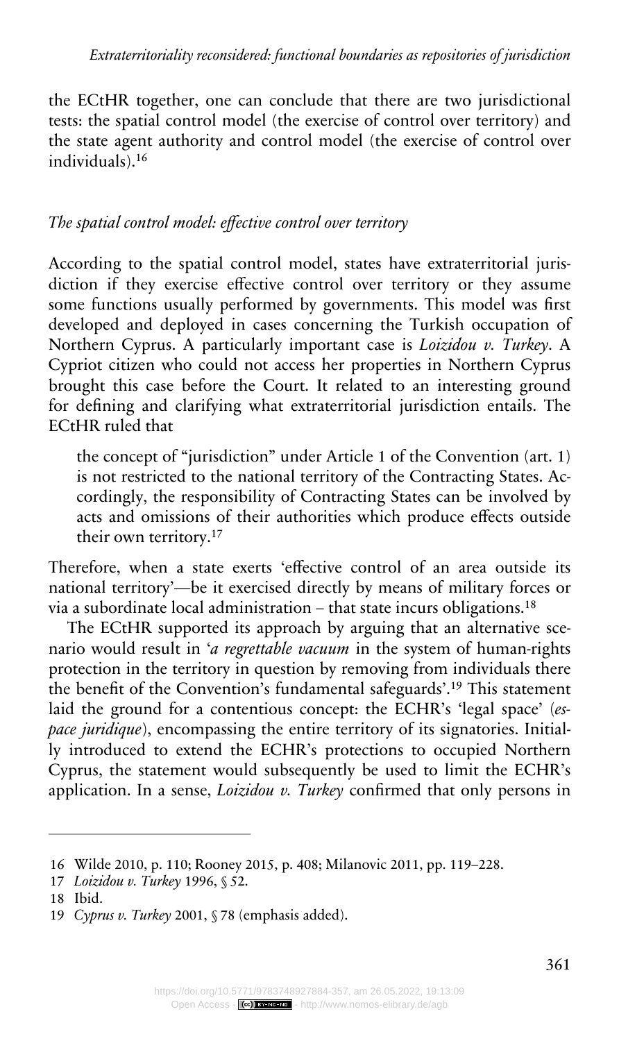the ECtHR together, one can conclude that there are two jurisdictional tests: the spatial control model (the exercise of control over territory) and the state agent authority and control model (the exercise of control over individuals).[16]

### *The spatial control model: effective control over territory*

According to the spatial control model, states have extraterritorial jurisdiction if they exercise effective control over territory or they assume some functions usually performed by governments. This model was first developed and deployed in cases concerning the Turkish occupation of Northern Cyprus. A particularly important case is *Loizidou v. Turkey*. A Cypriot citizen who could not access her properties in Northern Cyprus brought this case before the Court. It related to an interesting ground for defining and clarifying what extraterritorial jurisdiction entails. The ECtHR ruled that

> the concept of "jurisdiction" under Article 1 of the Convention (art. 1) is not restricted to the national territory of the Contracting States. Accordingly, the responsibility of Contracting States can be involved by acts and omissions of their authorities which produce effects outside their own territory.[17]

Therefore, when a state exerts 'effective control of an area outside its national territory'—be it exercised directly by means of military forces or via a subordinate local administration – that state incurs obligations.[18]

The ECtHR supported its approach by arguing that an alternative scenario would result in '*a regrettable vacuum* in the system of human-rights protection in the territory in question by removing from individuals there the benefit of the Convention's fundamental safeguards'.[19] This statement laid the ground for a contentious concept: the ECHR's 'legal space' (*espace juridique*), encompassing the entire territory of its signatories. Initially introduced to extend the ECHR's protections to occupied Northern Cyprus, the statement would subsequently be used to limit the ECHR's application. In a sense, *Loizidou v. Turkey* confirmed that only persons in

---

16 Wilde 2010, p. 110; Rooney 2015, p. 408; Milanovic 2011, pp. 119–228.

17 *Loizidou v. Turkey* 1996, § 52.

18 Ibid.

19 *Cyprus v. Turkey* 2001, § 78 (emphasis added).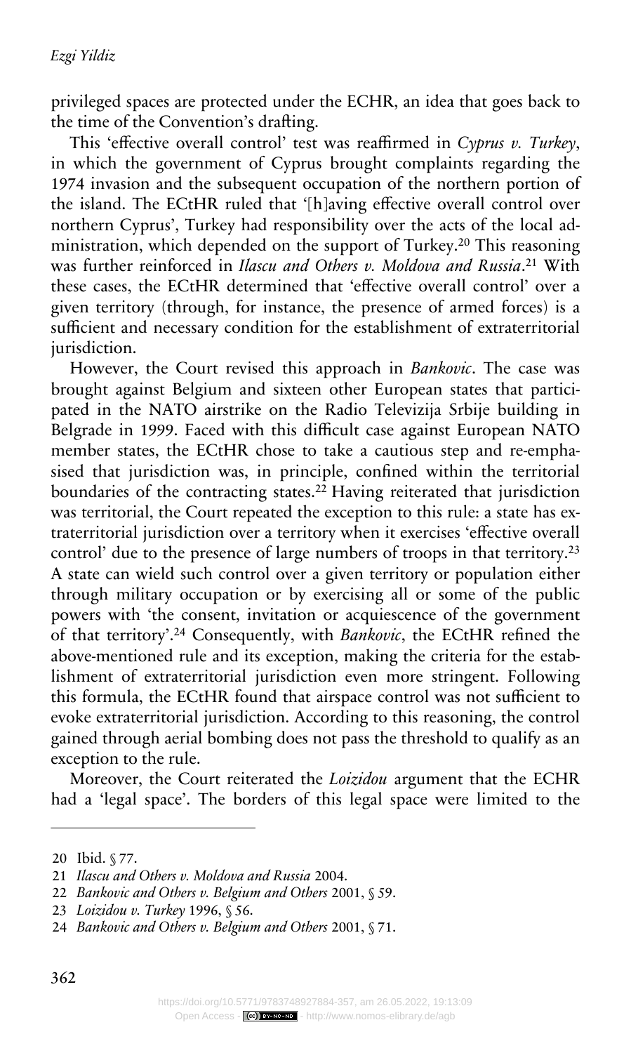privileged spaces are protected under the ECHR, an idea that goes back to the time of the Convention's drafting.

This 'effective overall control' test was reaffirmed in *Cyprus v. Turkey*, in which the government of Cyprus brought complaints regarding the 1974 invasion and the subsequent occupation of the northern portion of the island. The ECtHR ruled that '[h]aving effective overall control over northern Cyprus', Turkey had responsibility over the acts of the local administration, which depended on the support of Turkey.[20] This reasoning was further reinforced in *Ilascu and Others v. Moldova and Russia*.[21] With these cases, the ECtHR determined that 'effective overall control' over a given territory (through, for instance, the presence of armed forces) is a sufficient and necessary condition for the establishment of extraterritorial jurisdiction.

However, the Court revised this approach in *Bankovic*. The case was brought against Belgium and sixteen other European states that participated in the NATO airstrike on the Radio Televizija Srbije building in Belgrade in 1999. Faced with this difficult case against European NATO member states, the ECtHR chose to take a cautious step and re-emphasised that jurisdiction was, in principle, confined within the territorial boundaries of the contracting states.[22] Having reiterated that jurisdiction was territorial, the Court repeated the exception to this rule: a state has extraterritorial jurisdiction over a territory when it exercises 'effective overall control' due to the presence of large numbers of troops in that territory.[23] A state can wield such control over a given territory or population either through military occupation or by exercising all or some of the public powers with 'the consent, invitation or acquiescence of the government of that territory'.[24] Consequently, with *Bankovic*, the ECtHR refined the above-mentioned rule and its exception, making the criteria for the establishment of extraterritorial jurisdiction even more stringent. Following this formula, the ECtHR found that airspace control was not sufficient to evoke extraterritorial jurisdiction. According to this reasoning, the control gained through aerial bombing does not pass the threshold to qualify as an exception to the rule.

Moreover, the Court reiterated the *Loizidou* argument that the ECHR had a 'legal space'. The borders of this legal space were limited to the

---

20 Ibid. § 77.

21 *Ilascu and Others v. Moldova and Russia* 2004.

22 *Bankovic and Others v. Belgium and Others* 2001, § 59.

23 *Loizidou v. Turkey* 1996, § 56.

24 *Bankovic and Others v. Belgium and Others* 2001, § 71.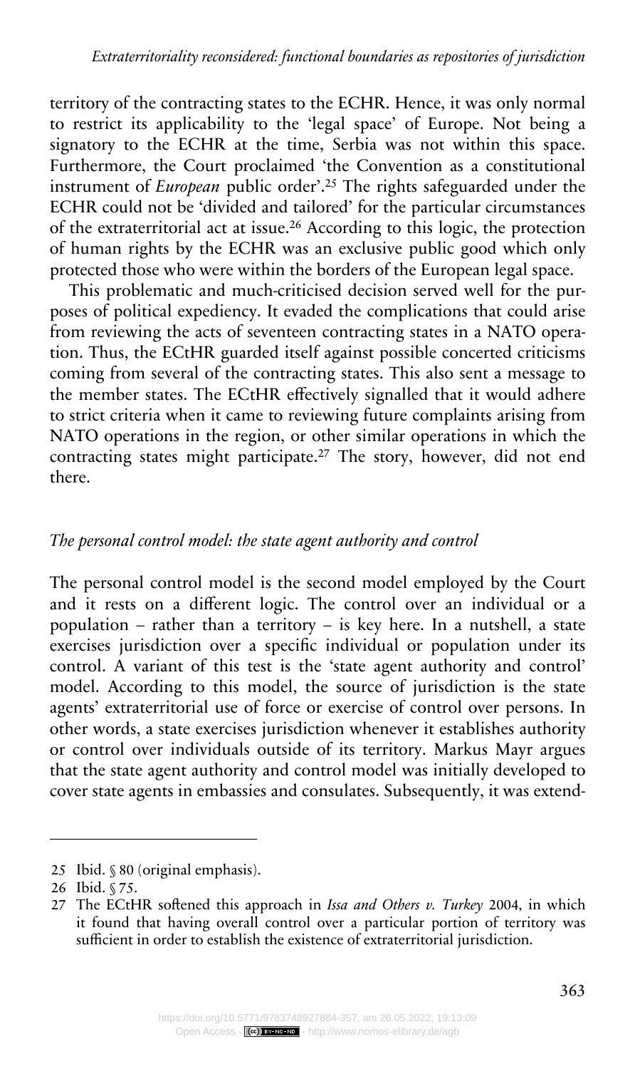territory of the contracting states to the ECHR. Hence, it was only normal to restrict its applicability to the 'legal space' of Europe. Not being a signatory to the ECHR at the time, Serbia was not within this space. Furthermore, the Court proclaimed 'the Convention as a constitutional instrument of *European* public order'.[25] The rights safeguarded under the ECHR could not be 'divided and tailored' for the particular circumstances of the extraterritorial act at issue.[26] According to this logic, the protection of human rights by the ECHR was an exclusive public good which only protected those who were within the borders of the European legal space.

This problematic and much-criticised decision served well for the purposes of political expediency. It evaded the complications that could arise from reviewing the acts of seventeen contracting states in a NATO operation. Thus, the ECtHR guarded itself against possible concerted criticisms coming from several of the contracting states. This also sent a message to the member states. The ECtHR effectively signalled that it would adhere to strict criteria when it came to reviewing future complaints arising from NATO operations in the region, or other similar operations in which the contracting states might participate.[27] The story, however, did not end there.

### *The personal control model: the state agent authority and control*

The personal control model is the second model employed by the Court and it rests on a different logic. The control over an individual or a population – rather than a territory – is key here. In a nutshell, a state exercises jurisdiction over a specific individual or population under its control. A variant of this test is the 'state agent authority and control' model. According to this model, the source of jurisdiction is the state agents' extraterritorial use of force or exercise of control over persons. In other words, a state exercises jurisdiction whenever it establishes authority or control over individuals outside of its territory. Markus Mayr argues that the state agent authority and control model was initially developed to cover state agents in embassies and consulates. Subsequently, it was extend-

---

25 Ibid. § 80 (original emphasis).

26 Ibid. § 75.

27 The ECtHR softened this approach in *Issa and Others v. Turkey* 2004, in which it found that having overall control over a particular portion of territory was sufficient in order to establish the existence of extraterritorial jurisdiction.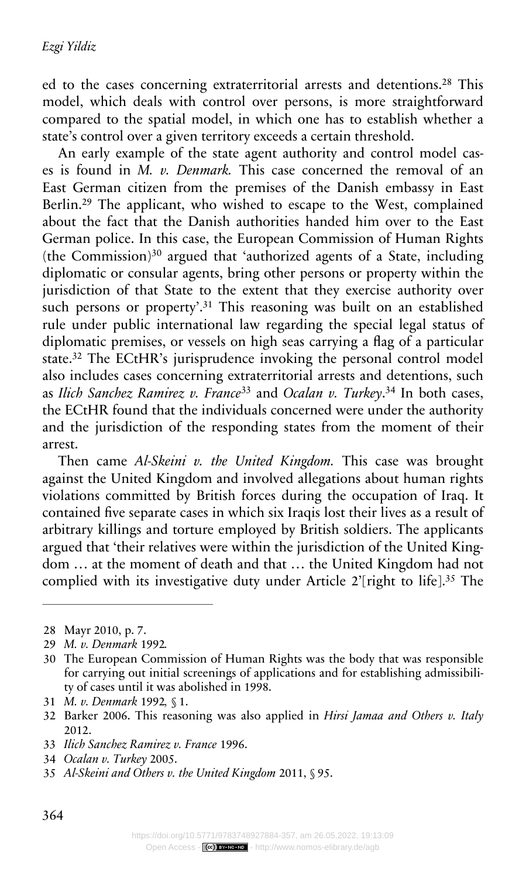ed to the cases concerning extraterritorial arrests and detentions.[28] This model, which deals with control over persons, is more straightforward compared to the spatial model, in which one has to establish whether a state's control over a given territory exceeds a certain threshold.

An early example of the state agent authority and control model cases is found in *M. v. Denmark.* This case concerned the removal of an East German citizen from the premises of the Danish embassy in East Berlin.[29] The applicant, who wished to escape to the West, complained about the fact that the Danish authorities handed him over to the East German police. In this case, the European Commission of Human Rights (the Commission)[30] argued that 'authorized agents of a State, including diplomatic or consular agents, bring other persons or property within the jurisdiction of that State to the extent that they exercise authority over such persons or property'.[31] This reasoning was built on an established rule under public international law regarding the special legal status of diplomatic premises, or vessels on high seas carrying a flag of a particular state.[32] The ECtHR's jurisprudence invoking the personal control model also includes cases concerning extraterritorial arrests and detentions, such as *Ilich Sanchez Ramirez v. France*[33] and *Ocalan v. Turkey*.[34] In both cases, the ECtHR found that the individuals concerned were under the authority and the jurisdiction of the responding states from the moment of their arrest.

Then came *Al-Skeini v. the United Kingdom.* This case was brought against the United Kingdom and involved allegations about human rights violations committed by British forces during the occupation of Iraq. It contained five separate cases in which six Iraqis lost their lives as a result of arbitrary killings and torture employed by British soldiers. The applicants argued that 'their relatives were within the jurisdiction of the United Kingdom … at the moment of death and that … the United Kingdom had not complied with its investigative duty under Article 2'[right to life].[35] The

---

28 Mayr 2010, p. 7.

29 *M. v. Denmark* 1992.

30 The European Commission of Human Rights was the body that was responsible for carrying out initial screenings of applications and for establishing admissibility of cases until it was abolished in 1998.

31 *M. v. Denmark* 1992, § 1.

32 Barker 2006. This reasoning was also applied in *Hirsi Jamaa and Others v. Italy* 2012.

33 *Ilich Sanchez Ramirez v. France* 1996.

34 *Ocalan v. Turkey* 2005.

35 *Al-Skeini and Others v. the United Kingdom* 2011, § 95.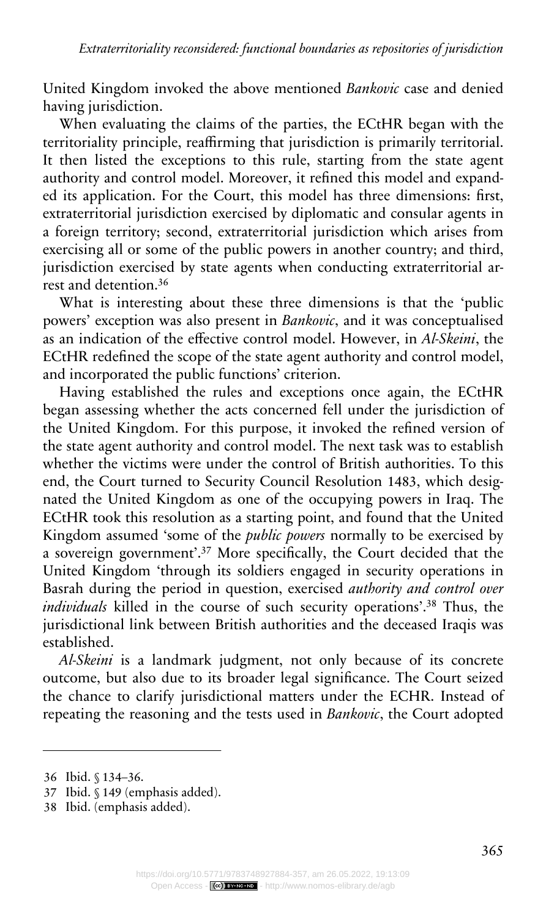United Kingdom invoked the above mentioned *Bankovic* case and denied having jurisdiction.

When evaluating the claims of the parties, the ECtHR began with the territoriality principle, reaffirming that jurisdiction is primarily territorial. It then listed the exceptions to this rule, starting from the state agent authority and control model. Moreover, it refined this model and expanded its application. For the Court, this model has three dimensions: first, extraterritorial jurisdiction exercised by diplomatic and consular agents in a foreign territory; second, extraterritorial jurisdiction which arises from exercising all or some of the public powers in another country; and third, jurisdiction exercised by state agents when conducting extraterritorial arrest and detention.[36]

What is interesting about these three dimensions is that the 'public powers' exception was also present in *Bankovic*, and it was conceptualised as an indication of the effective control model. However, in *Al-Skeini*, the ECtHR redefined the scope of the state agent authority and control model, and incorporated the public functions' criterion.

Having established the rules and exceptions once again, the ECtHR began assessing whether the acts concerned fell under the jurisdiction of the United Kingdom. For this purpose, it invoked the refined version of the state agent authority and control model. The next task was to establish whether the victims were under the control of British authorities. To this end, the Court turned to Security Council Resolution 1483, which designated the United Kingdom as one of the occupying powers in Iraq. The ECtHR took this resolution as a starting point, and found that the United Kingdom assumed 'some of the *public powers* normally to be exercised by a sovereign government'.[37] More specifically, the Court decided that the United Kingdom 'through its soldiers engaged in security operations in Basrah during the period in question, exercised *authority and control over individuals* killed in the course of such security operations'.[38] Thus, the jurisdictional link between British authorities and the deceased Iraqis was established.

*Al-Skeini* is a landmark judgment, not only because of its concrete outcome, but also due to its broader legal significance. The Court seized the chance to clarify jurisdictional matters under the ECHR. Instead of repeating the reasoning and the tests used in *Bankovic*, the Court adopted

---

36 Ibid. § 134–36.

37 Ibid. § 149 (emphasis added).

38 Ibid. (emphasis added).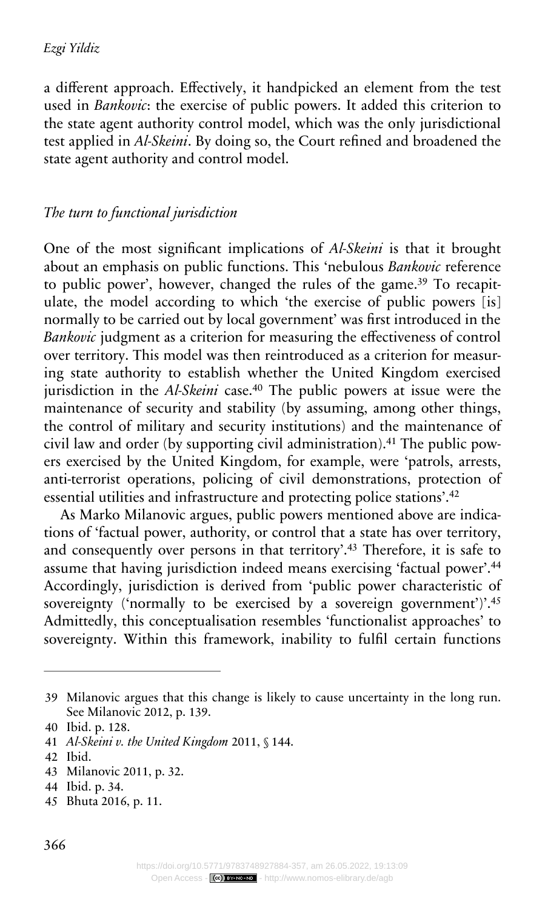a different approach. Effectively, it handpicked an element from the test used in *Bankovic*: the exercise of public powers. It added this criterion to the state agent authority control model, which was the only jurisdictional test applied in *Al-Skeini*. By doing so, the Court refined and broadened the state agent authority and control model.

### *The turn to functional jurisdiction*

One of the most significant implications of *Al-Skeini* is that it brought about an emphasis on public functions. This 'nebulous *Bankovic* reference to public power', however, changed the rules of the game.[39] To recapitulate, the model according to which 'the exercise of public powers [is] normally to be carried out by local government' was first introduced in the *Bankovic* judgment as a criterion for measuring the effectiveness of control over territory. This model was then reintroduced as a criterion for measuring state authority to establish whether the United Kingdom exercised jurisdiction in the *Al-Skeini* case.[40] The public powers at issue were the maintenance of security and stability (by assuming, among other things, the control of military and security institutions) and the maintenance of civil law and order (by supporting civil administration).[41] The public powers exercised by the United Kingdom, for example, were 'patrols, arrests, anti-terrorist operations, policing of civil demonstrations, protection of essential utilities and infrastructure and protecting police stations'.[42]

As Marko Milanovic argues, public powers mentioned above are indications of 'factual power, authority, or control that a state has over territory, and consequently over persons in that territory'.[43] Therefore, it is safe to assume that having jurisdiction indeed means exercising 'factual power'.[44] Accordingly, jurisdiction is derived from 'public power characteristic of sovereignty ('normally to be exercised by a sovereign government')'.[45] Admittedly, this conceptualisation resembles 'functionalist approaches' to sovereignty. Within this framework, inability to fulfil certain functions

---

39 Milanovic argues that this change is likely to cause uncertainty in the long run. See Milanovic 2012, p. 139.

40 Ibid. p. 128.

41 *Al-Skeini v. the United Kingdom* 2011, § 144.

42 Ibid.

43 Milanovic 2011, p. 32.

44 Ibid. p. 34.

45 Bhuta 2016, p. 11.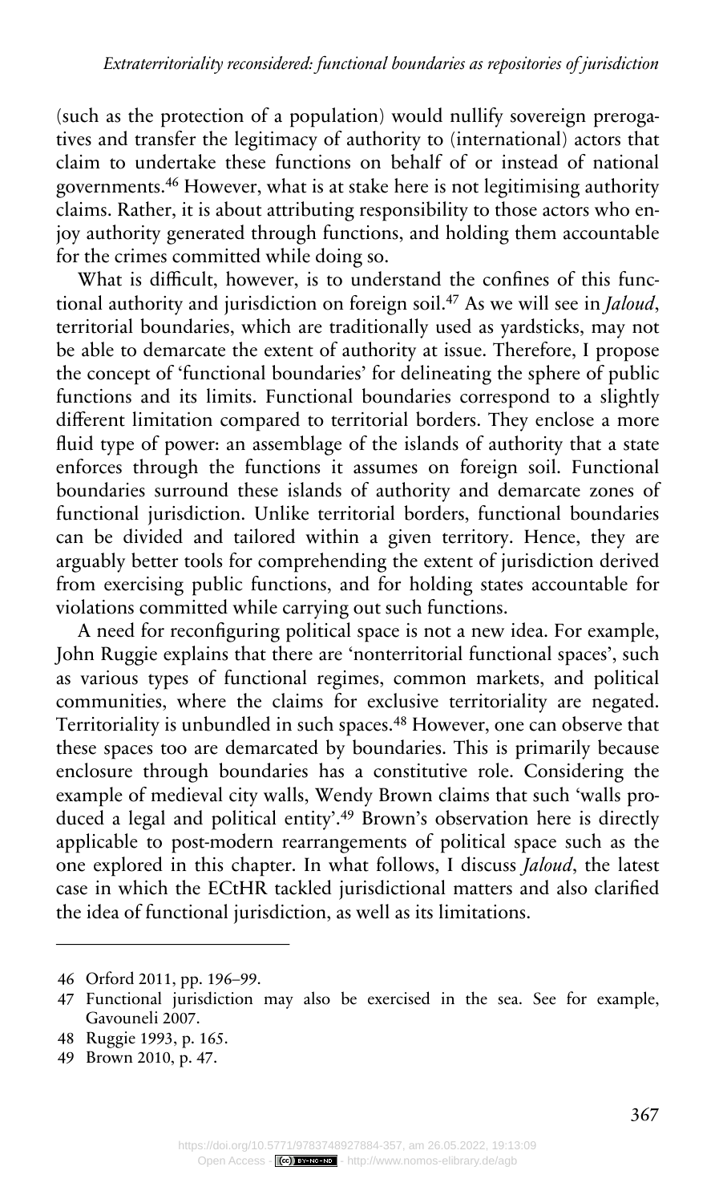(such as the protection of a population) would nullify sovereign prerogatives and transfer the legitimacy of authority to (international) actors that claim to undertake these functions on behalf of or instead of national governments.[46] However, what is at stake here is not legitimising authority claims. Rather, it is about attributing responsibility to those actors who enjoy authority generated through functions, and holding them accountable for the crimes committed while doing so.

What is difficult, however, is to understand the confines of this functional authority and jurisdiction on foreign soil.[47] As we will see in *Jaloud*, territorial boundaries, which are traditionally used as yardsticks, may not be able to demarcate the extent of authority at issue. Therefore, I propose the concept of 'functional boundaries' for delineating the sphere of public functions and its limits. Functional boundaries correspond to a slightly different limitation compared to territorial borders. They enclose a more fluid type of power: an assemblage of the islands of authority that a state enforces through the functions it assumes on foreign soil. Functional boundaries surround these islands of authority and demarcate zones of functional jurisdiction. Unlike territorial borders, functional boundaries can be divided and tailored within a given territory. Hence, they are arguably better tools for comprehending the extent of jurisdiction derived from exercising public functions, and for holding states accountable for violations committed while carrying out such functions.

A need for reconfiguring political space is not a new idea. For example, John Ruggie explains that there are 'nonterritorial functional spaces', such as various types of functional regimes, common markets, and political communities, where the claims for exclusive territoriality are negated. Territoriality is unbundled in such spaces.[48] However, one can observe that these spaces too are demarcated by boundaries. This is primarily because enclosure through boundaries has a constitutive role. Considering the example of medieval city walls, Wendy Brown claims that such 'walls produced a legal and political entity'.[49] Brown's observation here is directly applicable to post-modern rearrangements of political space such as the one explored in this chapter. In what follows, I discuss *Jaloud*, the latest case in which the ECtHR tackled jurisdictional matters and also clarified the idea of functional jurisdiction, as well as its limitations.

---

46 Orford 2011, pp. 196–99.

47 Functional jurisdiction may also be exercised in the sea. See for example, Gavouneli 2007.

48 Ruggie 1993, p. 165.

49 Brown 2010, p. 47.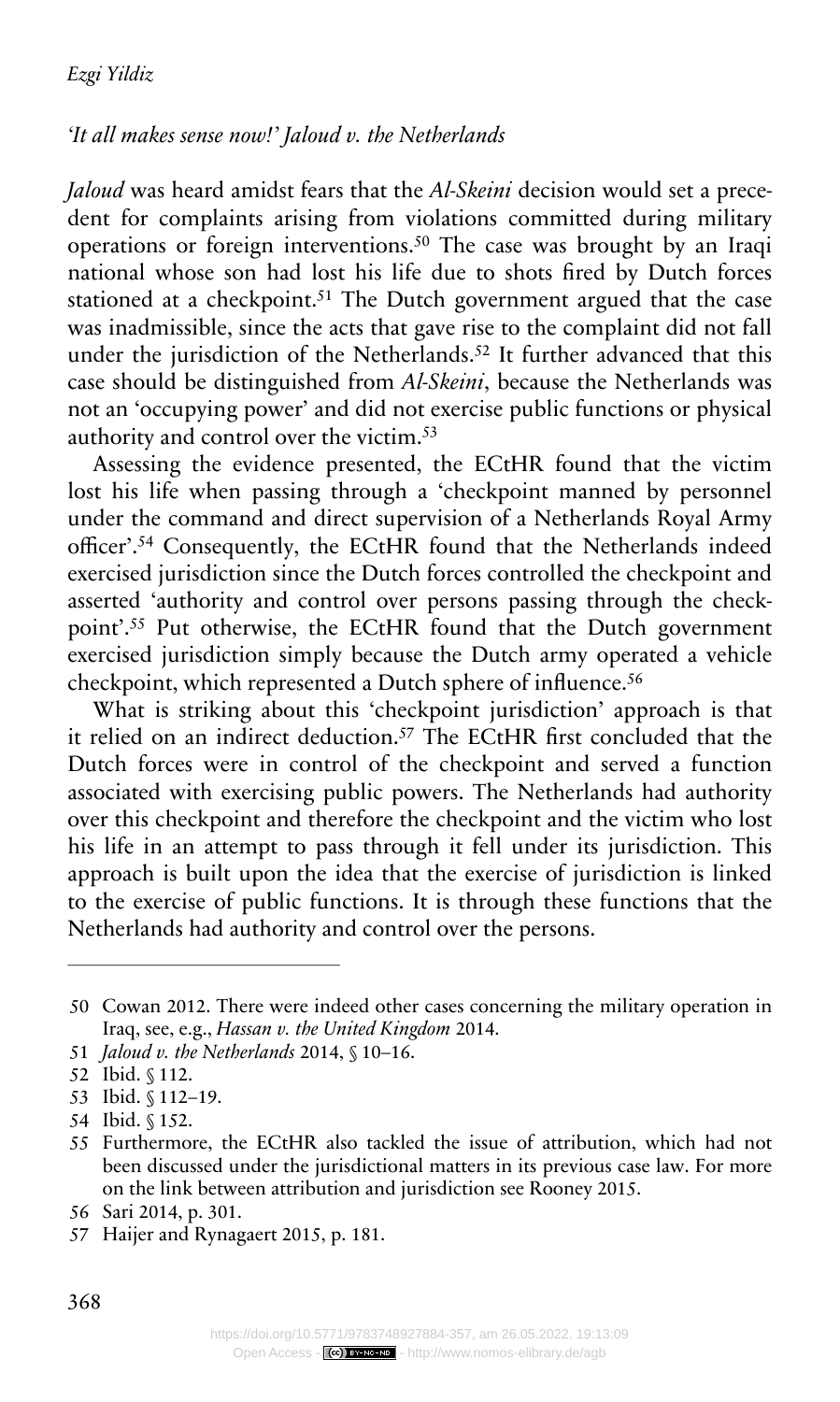### *'It all makes sense now!' Jaloud v. the Netherlands*

*Jaloud* was heard amidst fears that the *Al-Skeini* decision would set a precedent for complaints arising from violations committed during military operations or foreign interventions.[50] The case was brought by an Iraqi national whose son had lost his life due to shots fired by Dutch forces stationed at a checkpoint.[51] The Dutch government argued that the case was inadmissible, since the acts that gave rise to the complaint did not fall under the jurisdiction of the Netherlands.[52] It further advanced that this case should be distinguished from *Al-Skeini*, because the Netherlands was not an 'occupying power' and did not exercise public functions or physical authority and control over the victim.[53]

Assessing the evidence presented, the ECtHR found that the victim lost his life when passing through a 'checkpoint manned by personnel under the command and direct supervision of a Netherlands Royal Army officer'.[54] Consequently, the ECtHR found that the Netherlands indeed exercised jurisdiction since the Dutch forces controlled the checkpoint and asserted 'authority and control over persons passing through the checkpoint'.[55] Put otherwise, the ECtHR found that the Dutch government exercised jurisdiction simply because the Dutch army operated a vehicle checkpoint, which represented a Dutch sphere of influence.[56]

What is striking about this 'checkpoint jurisdiction' approach is that it relied on an indirect deduction.[57] The ECtHR first concluded that the Dutch forces were in control of the checkpoint and served a function associated with exercising public powers. The Netherlands had authority over this checkpoint and therefore the checkpoint and the victim who lost his life in an attempt to pass through it fell under its jurisdiction. This approach is built upon the idea that the exercise of jurisdiction is linked to the exercise of public functions. It is through these functions that the Netherlands had authority and control over the persons.

---

50 Cowan 2012. There were indeed other cases concerning the military operation in Iraq, see, e.g., *Hassan v. the United Kingdom* 2014.

51 *Jaloud v. the Netherlands* 2014, § 10–16.

52 Ibid. § 112.

53 Ibid. § 112–19.

54 Ibid. § 152.

55 Furthermore, the ECtHR also tackled the issue of attribution, which had not been discussed under the jurisdictional matters in its previous case law. For more on the link between attribution and jurisdiction see Rooney 2015.

56 Sari 2014, p. 301.

57 Haijer and Rynagaert 2015, p. 181.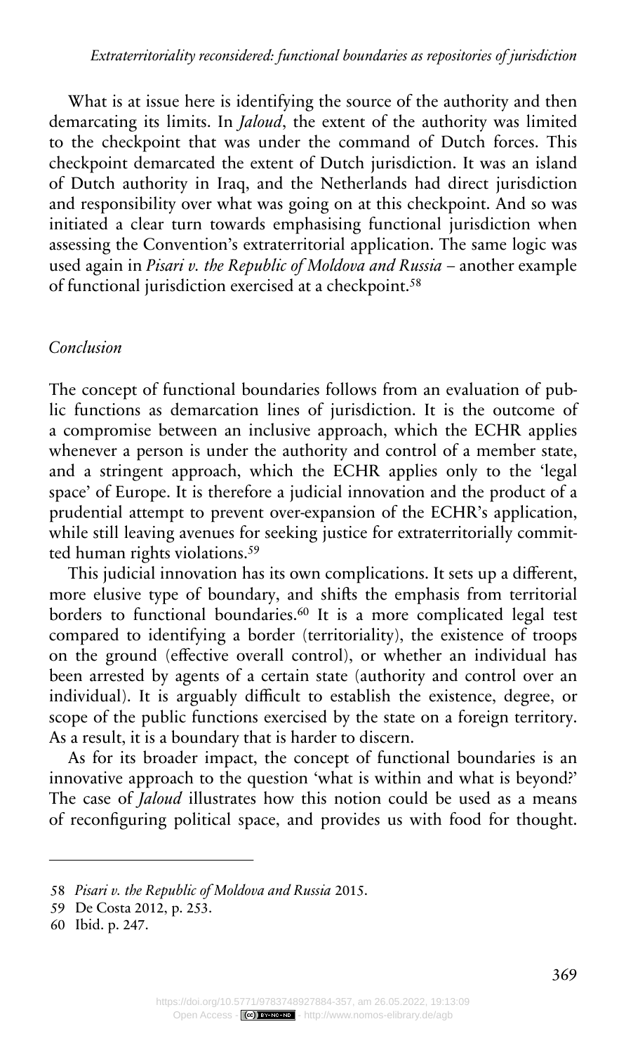What is at issue here is identifying the source of the authority and then demarcating its limits. In *Jaloud*, the extent of the authority was limited to the checkpoint that was under the command of Dutch forces. This checkpoint demarcated the extent of Dutch jurisdiction. It was an island of Dutch authority in Iraq, and the Netherlands had direct jurisdiction and responsibility over what was going on at this checkpoint. And so was initiated a clear turn towards emphasising functional jurisdiction when assessing the Convention's extraterritorial application. The same logic was used again in *Pisari v. the Republic of Moldova and Russia* – another example of functional jurisdiction exercised at a checkpoint.[58]

## *Conclusion*

The concept of functional boundaries follows from an evaluation of public functions as demarcation lines of jurisdiction. It is the outcome of a compromise between an inclusive approach, which the ECHR applies whenever a person is under the authority and control of a member state, and a stringent approach, which the ECHR applies only to the 'legal space' of Europe. It is therefore a judicial innovation and the product of a prudential attempt to prevent over-expansion of the ECHR's application, while still leaving avenues for seeking justice for extraterritorially committed human rights violations.[59]

This judicial innovation has its own complications. It sets up a different, more elusive type of boundary, and shifts the emphasis from territorial borders to functional boundaries.[60] It is a more complicated legal test compared to identifying a border (territoriality), the existence of troops on the ground (effective overall control), or whether an individual has been arrested by agents of a certain state (authority and control over an individual). It is arguably difficult to establish the existence, degree, or scope of the public functions exercised by the state on a foreign territory. As a result, it is a boundary that is harder to discern.

As for its broader impact, the concept of functional boundaries is an innovative approach to the question 'what is within and what is beyond?' The case of *Jaloud* illustrates how this notion could be used as a means of reconfiguring political space, and provides us with food for thought.

---

58 *Pisari v. the Republic of Moldova and Russia* 2015.

59 De Costa 2012, p. 253.

60 Ibid. p. 247.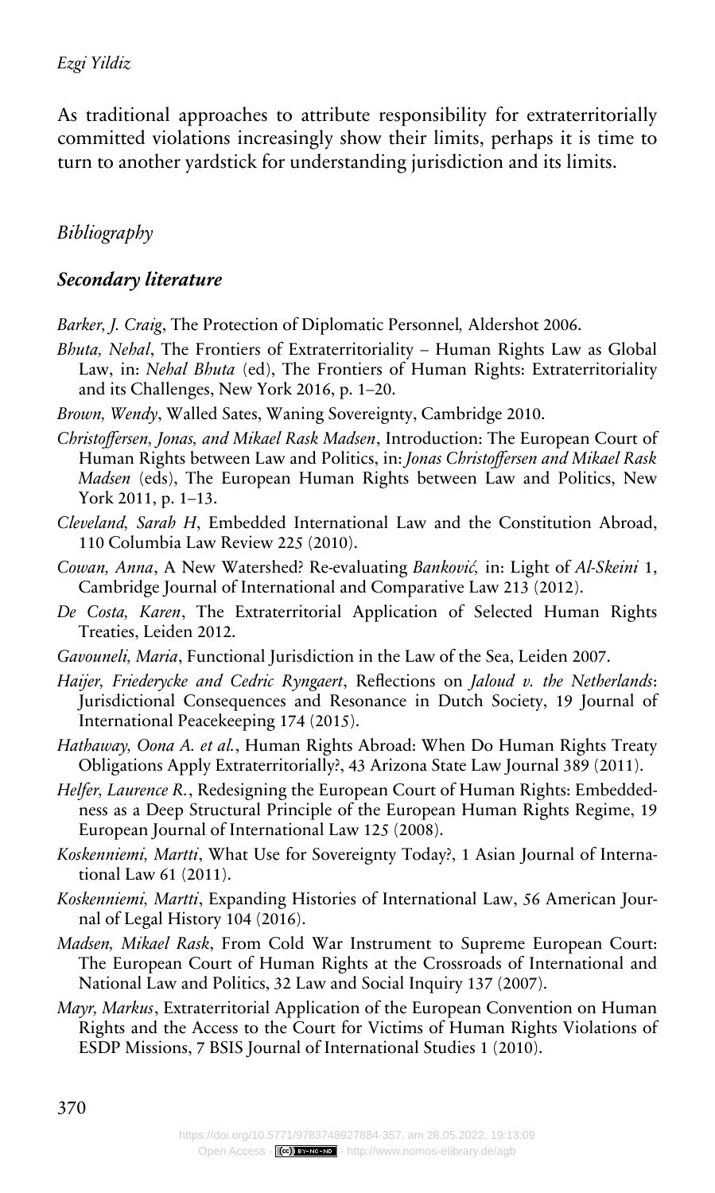As traditional approaches to attribute responsibility for extraterritorially committed violations increasingly show their limits, perhaps it is time to turn to another yardstick for understanding jurisdiction and its limits.

## *Bibliography*

### ***Secondary literature***

*Barker, J. Craig*, The Protection of Diplomatic Personnel*,* Aldershot 2006.

*Bhuta, Nehal*, The Frontiers of Extraterritoriality – Human Rights Law as Global Law, in: *Nehal Bhuta* (ed), The Frontiers of Human Rights: Extraterritoriality and its Challenges, New York 2016, p. 1–20.

*Brown, Wendy*, Walled Sates, Waning Sovereignty, Cambridge 2010.

*Christoffersen, Jonas, and Mikael Rask Madsen*, Introduction: The European Court of Human Rights between Law and Politics, in: *Jonas Christoffersen and Mikael Rask Madsen* (eds), The European Human Rights between Law and Politics, New York 2011, p. 1–13.

*Cleveland, Sarah H*, Embedded International Law and the Constitution Abroad, 110 Columbia Law Review 225 (2010).

*Cowan, Anna*, A New Watershed? Re-evaluating *Banković,* in: Light of *Al-Skeini* 1, Cambridge Journal of International and Comparative Law 213 (2012).

*De Costa, Karen*, The Extraterritorial Application of Selected Human Rights Treaties, Leiden 2012.

*Gavouneli, Maria*, Functional Jurisdiction in the Law of the Sea, Leiden 2007.

*Haijer, Friederycke and Cedric Ryngaert*, Reflections on *Jaloud v. the Netherlands*: Jurisdictional Consequences and Resonance in Dutch Society, 19 Journal of International Peacekeeping 174 (2015).

*Hathaway, Oona A. et al.*, Human Rights Abroad: When Do Human Rights Treaty Obligations Apply Extraterritorially?, 43 Arizona State Law Journal 389 (2011).

*Helfer, Laurence R.*, Redesigning the European Court of Human Rights: Embeddedness as a Deep Structural Principle of the European Human Rights Regime, 19 European Journal of International Law 125 (2008).

*Koskenniemi, Martti*, What Use for Sovereignty Today?, 1 Asian Journal of International Law 61 (2011).

*Koskenniemi, Martti*, Expanding Histories of International Law, 56 American Journal of Legal History 104 (2016).

*Madsen, Mikael Rask*, From Cold War Instrument to Supreme European Court: The European Court of Human Rights at the Crossroads of International and National Law and Politics, 32 Law and Social Inquiry 137 (2007).

*Mayr, Markus*, Extraterritorial Application of the European Convention on Human Rights and the Access to the Court for Victims of Human Rights Violations of ESDP Missions, 7 BSIS Journal of International Studies 1 (2010).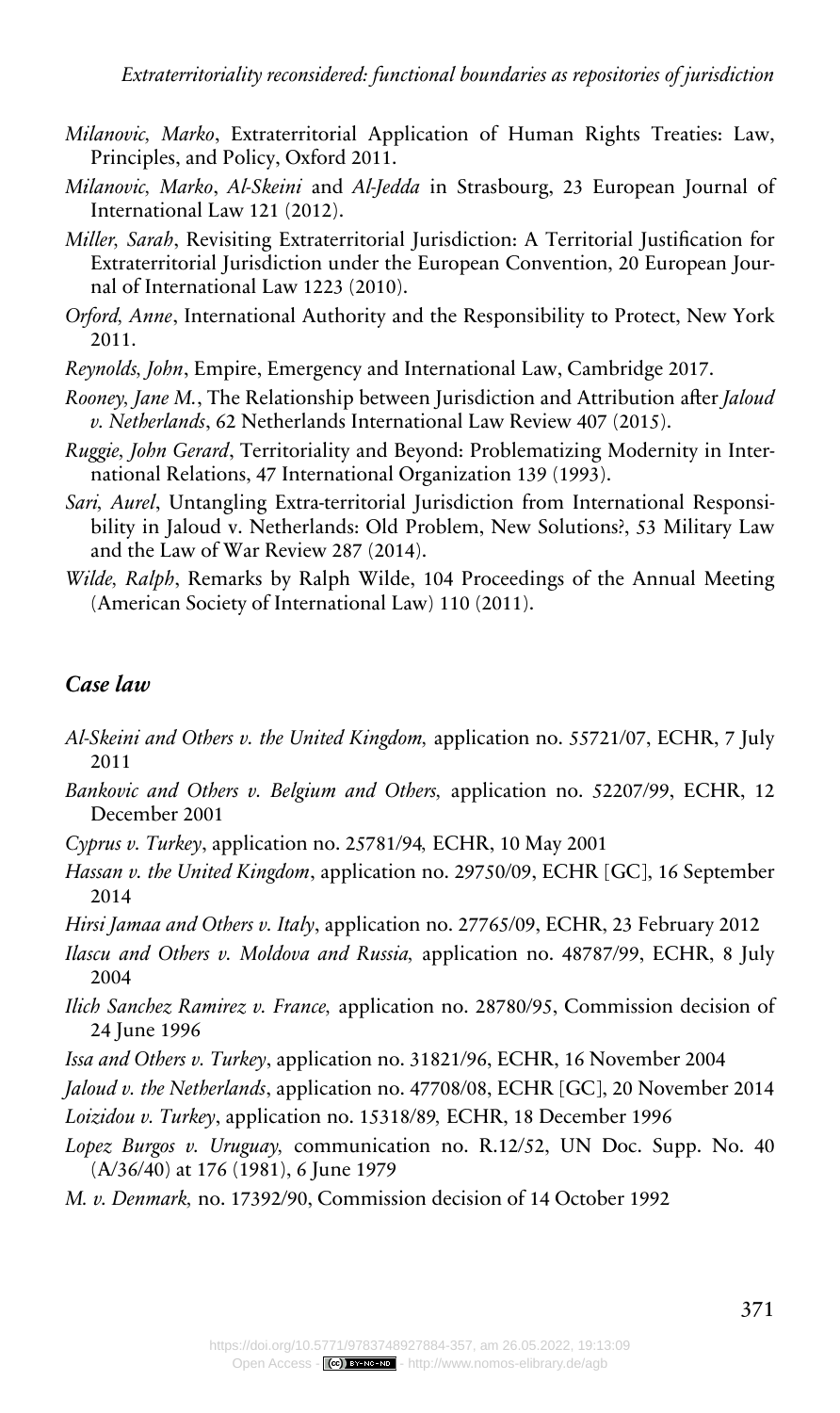*Milanovic, Marko*, Extraterritorial Application of Human Rights Treaties: Law, Principles, and Policy, Oxford 2011.

*Milanovic, Marko*, *Al-Skeini* and *Al-Jedda* in Strasbourg, 23 European Journal of International Law 121 (2012).

*Miller, Sarah*, Revisiting Extraterritorial Jurisdiction: A Territorial Justification for Extraterritorial Jurisdiction under the European Convention, 20 European Journal of International Law 1223 (2010).

*Orford, Anne*, International Authority and the Responsibility to Protect, New York 2011.

*Reynolds, John*, Empire, Emergency and International Law, Cambridge 2017.

*Rooney, Jane M.*, The Relationship between Jurisdiction and Attribution after *Jaloud v. Netherlands*, 62 Netherlands International Law Review 407 (2015).

*Ruggie, John Gerard*, Territoriality and Beyond: Problematizing Modernity in International Relations, 47 International Organization 139 (1993).

*Sari, Aurel*, Untangling Extra-territorial Jurisdiction from International Responsibility in Jaloud v. Netherlands: Old Problem, New Solutions?, 53 Military Law and the Law of War Review 287 (2014).

*Wilde, Ralph*, Remarks by Ralph Wilde, 104 Proceedings of the Annual Meeting (American Society of International Law) 110 (2011).

## *Case law*

*Al-Skeini and Others v. the United Kingdom,* application no. 55721/07, ECHR, 7 July 2011

*Bankovic and Others v. Belgium and Others,* application no. 52207/99, ECHR, 12 December 2001

*Cyprus v. Turkey*, application no. 25781/94*,* ECHR, 10 May 2001

*Hassan v. the United Kingdom*, application no. 29750/09, ECHR [GC], 16 September 2014

*Hirsi Jamaa and Others v. Italy*, application no. 27765/09, ECHR, 23 February 2012

*Ilascu and Others v. Moldova and Russia,* application no. 48787/99, ECHR, 8 July 2004

*Ilich Sanchez Ramirez v. France,* application no. 28780/95, Commission decision of 24 June 1996

*Issa and Others v. Turkey*, application no. 31821/96, ECHR, 16 November 2004

*Jaloud v. the Netherlands*, application no. 47708/08, ECHR [GC], 20 November 2014

*Loizidou v. Turkey*, application no. 15318/89*,* ECHR, 18 December 1996

*Lopez Burgos v. Uruguay,* communication no. R.12/52, UN Doc. Supp. No. 40 (A/36/40) at 176 (1981), 6 June 1979

*M. v. Denmark,* no. 17392/90, Commission decision of 14 October 1992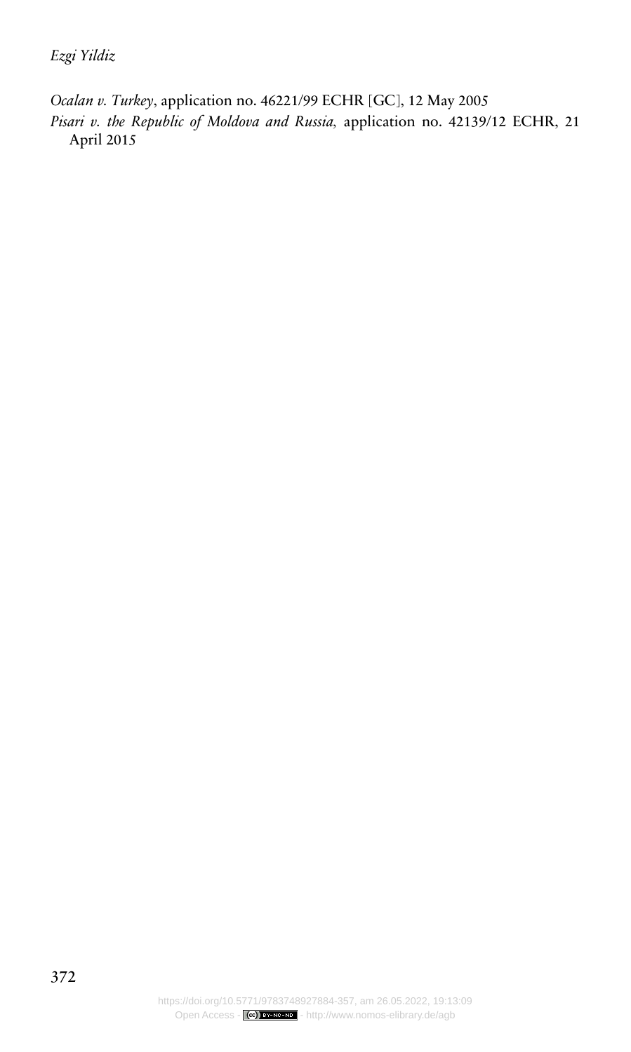*Ocalan v. Turkey*, application no. 46221/99 ECHR [GC], 12 May 2005

*Pisari v. the Republic of Moldova and Russia,* application no. 42139/12 ECHR, 21 April 2015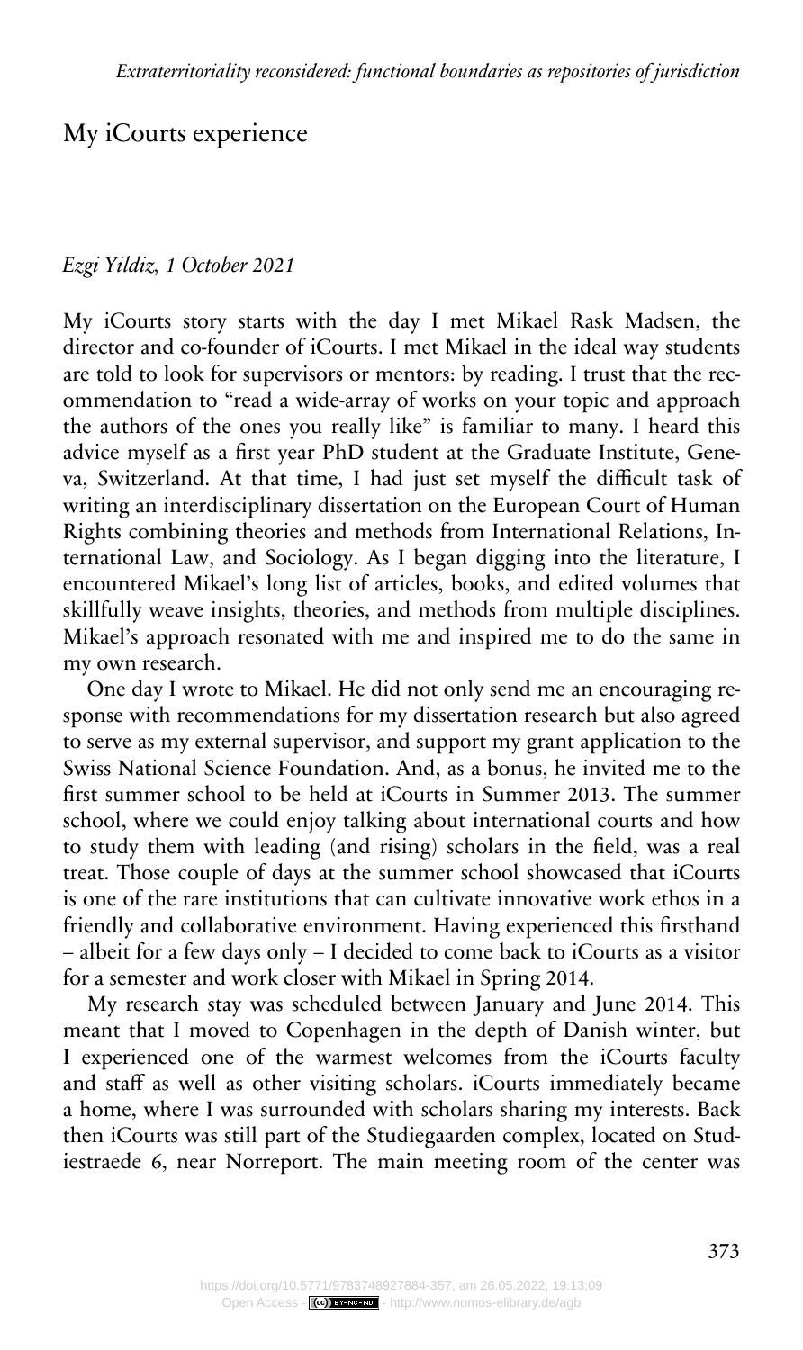## My iCourts experience

*Ezgi Yildiz, 1 October 2021*

My iCourts story starts with the day I met Mikael Rask Madsen, the director and co-founder of iCourts. I met Mikael in the ideal way students are told to look for supervisors or mentors: by reading. I trust that the recommendation to "read a wide-array of works on your topic and approach the authors of the ones you really like" is familiar to many. I heard this advice myself as a first year PhD student at the Graduate Institute, Geneva, Switzerland. At that time, I had just set myself the difficult task of writing an interdisciplinary dissertation on the European Court of Human Rights combining theories and methods from International Relations, International Law, and Sociology. As I began digging into the literature, I encountered Mikael's long list of articles, books, and edited volumes that skillfully weave insights, theories, and methods from multiple disciplines. Mikael's approach resonated with me and inspired me to do the same in my own research.

One day I wrote to Mikael. He did not only send me an encouraging response with recommendations for my dissertation research but also agreed to serve as my external supervisor, and support my grant application to the Swiss National Science Foundation. And, as a bonus, he invited me to the first summer school to be held at iCourts in Summer 2013. The summer school, where we could enjoy talking about international courts and how to study them with leading (and rising) scholars in the field, was a real treat. Those couple of days at the summer school showcased that iCourts is one of the rare institutions that can cultivate innovative work ethos in a friendly and collaborative environment. Having experienced this firsthand – albeit for a few days only – I decided to come back to iCourts as a visitor for a semester and work closer with Mikael in Spring 2014.

My research stay was scheduled between January and June 2014. This meant that I moved to Copenhagen in the depth of Danish winter, but I experienced one of the warmest welcomes from the iCourts faculty and staff as well as other visiting scholars. iCourts immediately became a home, where I was surrounded with scholars sharing my interests. Back then iCourts was still part of the Studiegaarden complex, located on Studiestraede 6, near Norreport. The main meeting room of the center was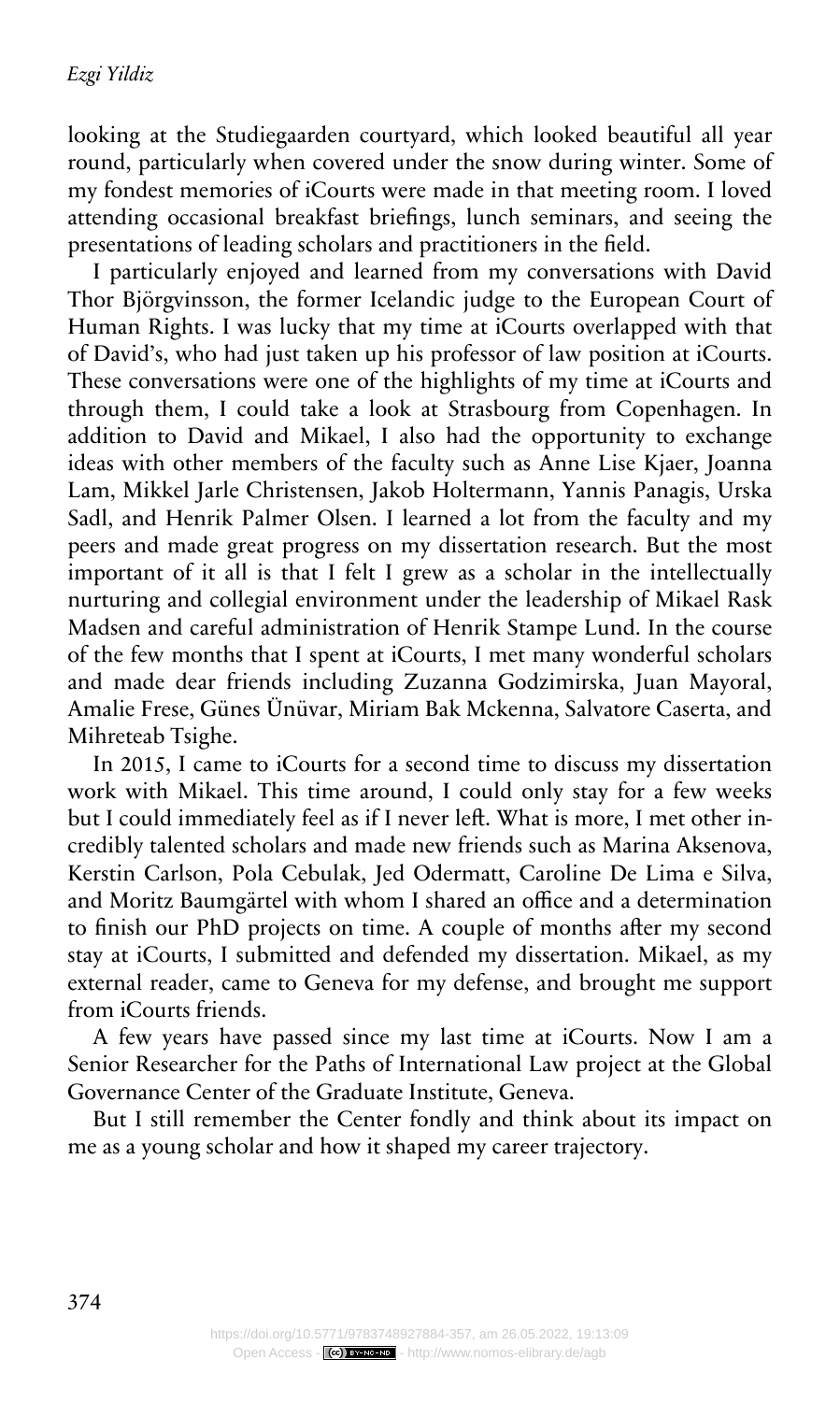looking at the Studiegaarden courtyard, which looked beautiful all year round, particularly when covered under the snow during winter. Some of my fondest memories of iCourts were made in that meeting room. I loved attending occasional breakfast briefings, lunch seminars, and seeing the presentations of leading scholars and practitioners in the field.

I particularly enjoyed and learned from my conversations with David Thor Björgvinsson, the former Icelandic judge to the European Court of Human Rights. I was lucky that my time at iCourts overlapped with that of David's, who had just taken up his professor of law position at iCourts. These conversations were one of the highlights of my time at iCourts and through them, I could take a look at Strasbourg from Copenhagen. In addition to David and Mikael, I also had the opportunity to exchange ideas with other members of the faculty such as Anne Lise Kjaer, Joanna Lam, Mikkel Jarle Christensen, Jakob Holtermann, Yannis Panagis, Urska Sadl, and Henrik Palmer Olsen. I learned a lot from the faculty and my peers and made great progress on my dissertation research. But the most important of it all is that I felt I grew as a scholar in the intellectually nurturing and collegial environment under the leadership of Mikael Rask Madsen and careful administration of Henrik Stampe Lund. In the course of the few months that I spent at iCourts, I met many wonderful scholars and made dear friends including Zuzanna Godzimirska, Juan Mayoral, Amalie Frese, Günes Ünüvar, Miriam Bak Mckenna, Salvatore Caserta, and Mihreteab Tsighe.

In 2015, I came to iCourts for a second time to discuss my dissertation work with Mikael. This time around, I could only stay for a few weeks but I could immediately feel as if I never left. What is more, I met other incredibly talented scholars and made new friends such as Marina Aksenova, Kerstin Carlson, Pola Cebulak, Jed Odermatt, Caroline De Lima e Silva, and Moritz Baumgärtel with whom I shared an office and a determination to finish our PhD projects on time. A couple of months after my second stay at iCourts, I submitted and defended my dissertation. Mikael, as my external reader, came to Geneva for my defense, and brought me support from iCourts friends.

A few years have passed since my last time at iCourts. Now I am a Senior Researcher for the Paths of International Law project at the Global Governance Center of the Graduate Institute, Geneva.

But I still remember the Center fondly and think about its impact on me as a young scholar and how it shaped my career trajectory.